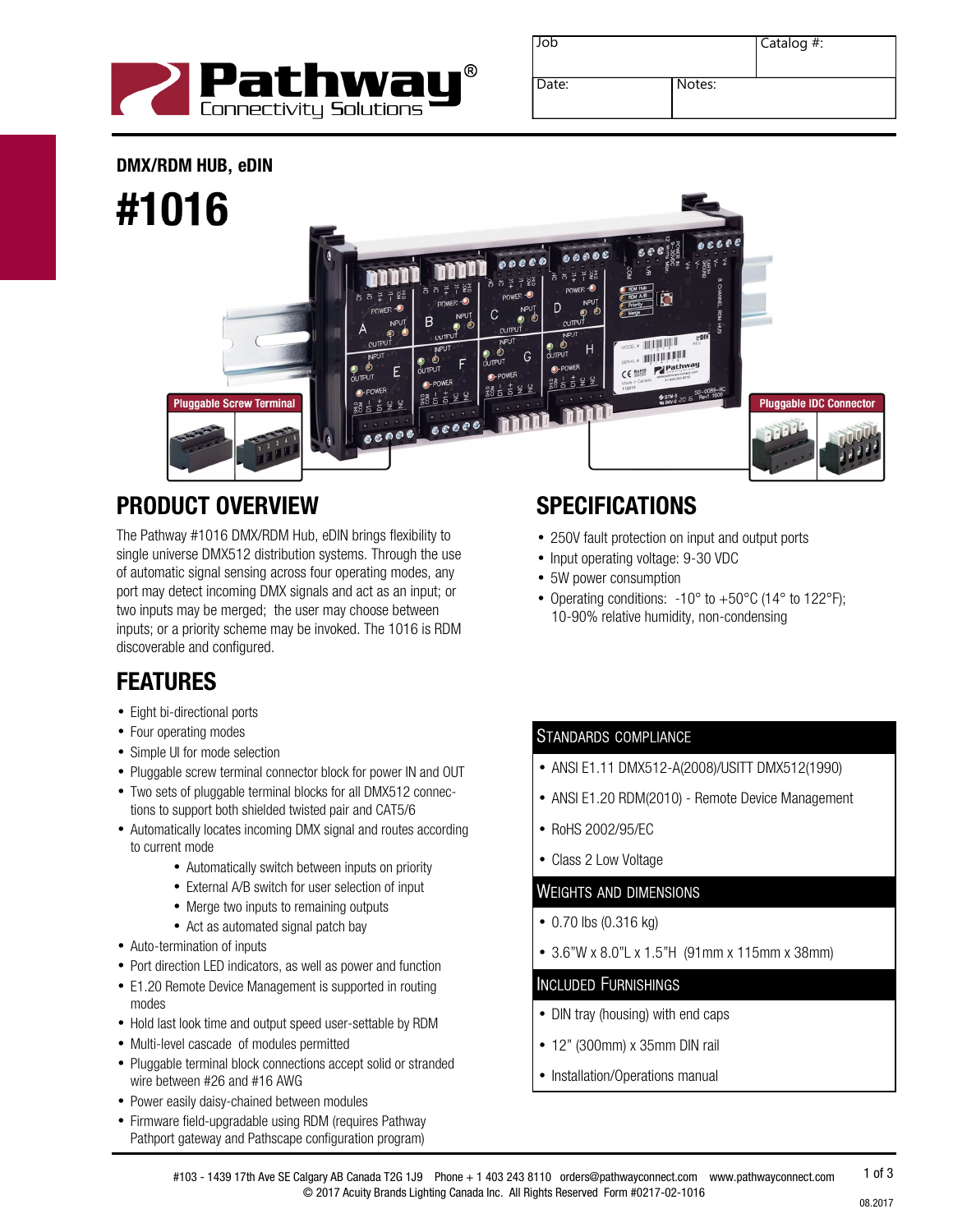| Job | | Catalog #: |
|---|---|---|
| Date: | Notes: | |

DMX/RDM HUB, eDIN

# #1016

Pluggable Screw Terminal

Pluggable IDC Connector

## PRODUCT OVERVIEW

The Pathway #1016 DMX/RDM Hub, eDIN brings flexibility to single universe DMX512 distribution systems. Through the use of automatic signal sensing across four operating modes, any port may detect incoming DMX signals and act as an input; or two inputs may be merged; the user may choose between inputs; or a priority scheme may be invoked. The 1016 is RDM discoverable and configured.

## FEATURES

- Eight bi-directional ports
- Four operating modes
- Simple UI for mode selection
- Pluggable screw terminal connector block for power IN and OUT
- Two sets of pluggable terminal blocks for all DMX512 connections to support both shielded twisted pair and CAT5/6
- Automatically locates incoming DMX signal and routes according to current mode
  - Automatically switch between inputs on priority
  - External A/B switch for user selection of input
  - Merge two inputs to remaining outputs
  - Act as automated signal patch bay
- Auto-termination of inputs
- Port direction LED indicators, as well as power and function
- E1.20 Remote Device Management is supported in routing modes
- Hold last look time and output speed user-settable by RDM
- Multi-level cascade of modules permitted
- Pluggable terminal block connections accept solid or stranded wire between #26 and #16 AWG
- Power easily daisy-chained between modules
- Firmware field-upgradable using RDM (requires Pathway Pathport gateway and Pathscape configuration program)

## SPECIFICATIONS

- 250V fault protection on input and output ports
- Input operating voltage: 9-30 VDC
- 5W power consumption
- Operating conditions: -10° to +50°C (14° to 122°F); 10-90% relative humidity, non-condensing

### STANDARDS COMPLIANCE

- ANSI E1.11 DMX512-A(2008)/USITT DMX512(1990)
- ANSI E1.20 RDM(2010) - Remote Device Management
- RoHS 2002/95/EC
- Class 2 Low Voltage

### WEIGHTS AND DIMENSIONS

- 0.70 lbs (0.316 kg)
- 3.6"W x 8.0"L x 1.5"H (91mm x 115mm x 38mm)

### INCLUDED FURNISHINGS

- DIN tray (housing) with end caps
- 12" (300mm) x 35mm DIN rail
- Installation/Operations manual

#103 - 1439 17th Ave SE Calgary AB Canada T2G 1J9 Phone + 1 403 243 8110 orders@pathwayconnect.com www.pathwayconnect.com
© 2017 Acuity Brands Lighting Canada Inc. All Rights Reserved Form #0217-02-1016

08.2017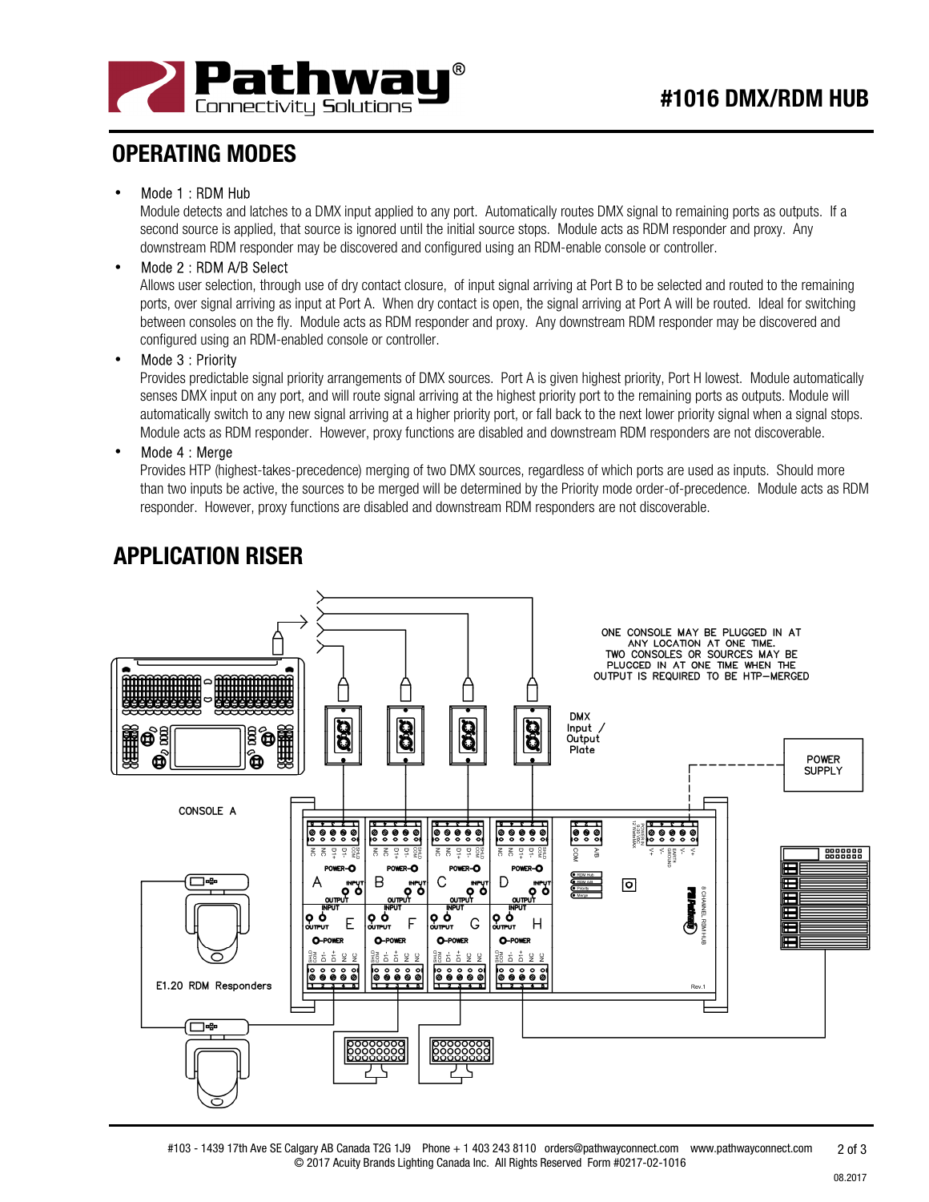## OPERATING MODES

- Mode 1 : RDM Hub
  Module detects and latches to a DMX input applied to any port. Automatically routes DMX signal to remaining ports as outputs. If a second source is applied, that source is ignored until the initial source stops. Module acts as RDM responder and proxy. Any downstream RDM responder may be discovered and configured using an RDM-enable console or controller.
- Mode 2 : RDM A/B Select
  Allows user selection, through use of dry contact closure, of input signal arriving at Port B to be selected and routed to the remaining ports, over signal arriving as input at Port A. When dry contact is open, the signal arriving at Port A will be routed. Ideal for switching between consoles on the fly. Module acts as RDM responder and proxy. Any downstream RDM responder may be discovered and configured using an RDM-enabled console or controller.
- Mode 3 : Priority
  Provides predictable signal priority arrangements of DMX sources. Port A is given highest priority, Port H lowest. Module automatically senses DMX input on any port, and will route signal arriving at the highest priority port to the remaining ports as outputs. Module will automatically switch to any new signal arriving at a higher priority port, or fall back to the next lower priority signal when a signal stops. Module acts as RDM responder. However, proxy functions are disabled and downstream RDM responders are not discoverable.
- Mode 4 : Merge
  Provides HTP (highest-takes-precedence) merging of two DMX sources, regardless of which ports are used as inputs. Should more than two inputs be active, the sources to be merged will be determined by the Priority mode order-of-precedence. Module acts as RDM responder. However, proxy functions are disabled and downstream RDM responders are not discoverable.

## APPLICATION RISER

ONE CONSOLE MAY BE PLUGGED IN AT ANY LOCATION AT ONE TIME. TWO CONSOLES OR SOURCES MAY BE PLUGGED IN AT ONE TIME WHEN THE OUTPUT IS REQUIRED TO BE HTP–MERGED

DMX Input / Output Plate

POWER SUPPLY

CONSOLE A

E1.20 RDM Responders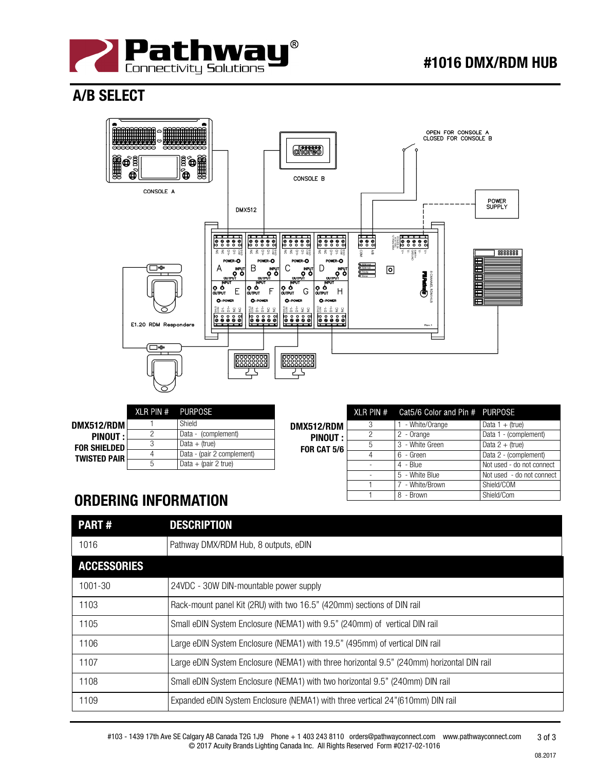# #1016 DMX/RDM HUB

## A/B SELECT

OPEN FOR CONSOLE A
CLOSED FOR CONSOLE B

CONSOLE A

CONSOLE B

DMX512

POWER SUPPLY

E1.20 RDM Responders

**DMX512/RDM PINOUT : FOR SHIELDED TWISTED PAIR**

| XLR PIN # | PURPOSE |
|---|---|
| 1 | Shield |
| 2 | Data - (complement) |
| 3 | Data + (true) |
| 4 | Data - (pair 2 complement) |
| 5 | Data + (pair 2 true) |

**DMX512/RDM PINOUT : FOR CAT 5/6**

| XLR PIN # | Cat5/6 Color and Pin # | PURPOSE |
|---|---|---|
| 3 | 1 - White/Orange | Data 1 + (true) |
| 2 | 2 - Orange | Data 1 - (complement) |
| 5 | 3 - White Green | Data 2 + (true) |
| 4 | 6 - Green | Data 2 - (complement) |
| - | 4 - Blue | Not used - do not connect |
| - | 5 - White Blue | Not used - do not connect |
| 1 | 7 - White/Brown | Shield/COM |
| 1 | 8 - Brown | Shield/Com |

## ORDERING INFORMATION

| PART # | DESCRIPTION |
|---|---|
| 1016 | Pathway DMX/RDM Hub, 8 outputs, eDIN |
| **ACCESSORIES** | |
| 1001-30 | 24VDC - 30W DIN-mountable power supply |
| 1103 | Rack-mount panel Kit (2RU) with two 16.5" (420mm) sections of DIN rail |
| 1105 | Small eDIN System Enclosure (NEMA1) with 9.5" (240mm) of vertical DIN rail |
| 1106 | Large eDIN System Enclosure (NEMA1) with 19.5" (495mm) of vertical DIN rail |
| 1107 | Large eDIN System Enclosure (NEMA1) with three horizontal 9.5" (240mm) horizontal DIN rail |
| 1108 | Small eDIN System Enclosure (NEMA1) with two horizontal 9.5" (240mm) DIN rail |
| 1109 | Expanded eDIN System Enclosure (NEMA1) with three vertical 24"(610mm) DIN rail |

#103 - 1439 17th Ave SE Calgary AB Canada T2G 1J9 Phone + 1 403 243 8110 orders@pathwayconnect.com www.pathwayconnect.com
© 2017 Acuity Brands Lighting Canada Inc. All Rights Reserved Form #0217-02-1016

08.2017